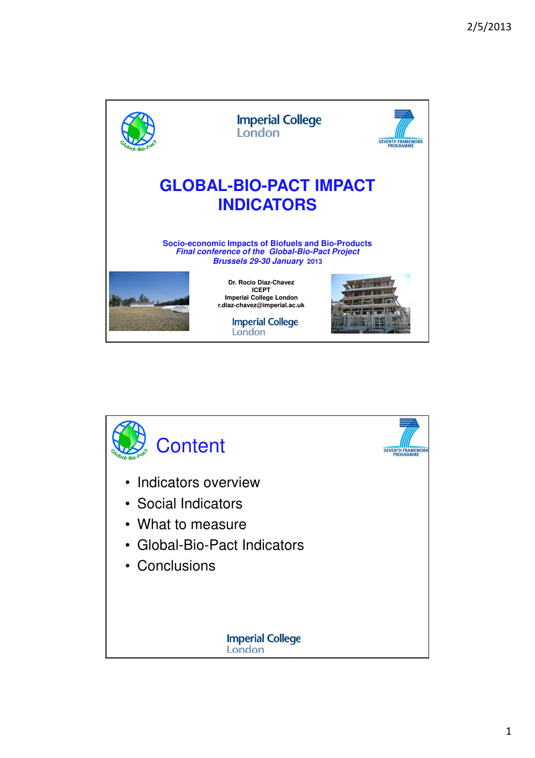# GLOBAL-BIO-PACT IMPACT INDICATORS

**Socio-economic Impacts of Biofuels and Bio-Products**
***Final conference of the Global-Bio-Pact Project***
***Brussels 29-30 January* 2013**

**Dr. Rocio Diaz-Chavez**
**ICEPT**
**Imperial College London**
**r.diaz-chavez@imperial.ac.uk**

Imperial College London

# Content

- Indicators overview
- Social Indicators
- What to measure
- Global-Bio-Pact Indicators
- Conclusions

Imperial College London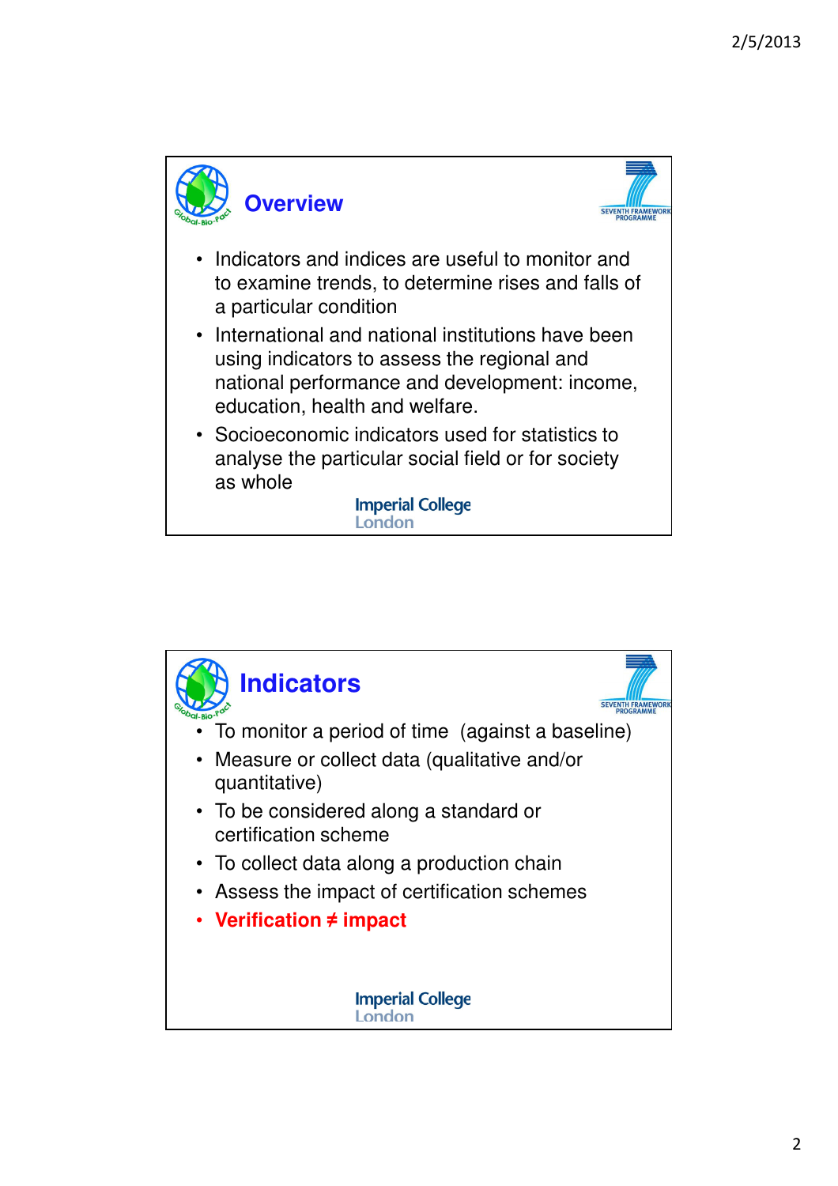## Overview

- Indicators and indices are useful to monitor and to examine trends, to determine rises and falls of a particular condition
- International and national institutions have been using indicators to assess the regional and national performance and development: income, education, health and welfare.
- Socioeconomic indicators used for statistics to analyse the particular social field or for society as whole

## Indicators

- To monitor a period of time (against a baseline)
- Measure or collect data (qualitative and/or quantitative)
- To be considered along a standard or certification scheme
- To collect data along a production chain
- Assess the impact of certification schemes
- **Verification ≠ impact**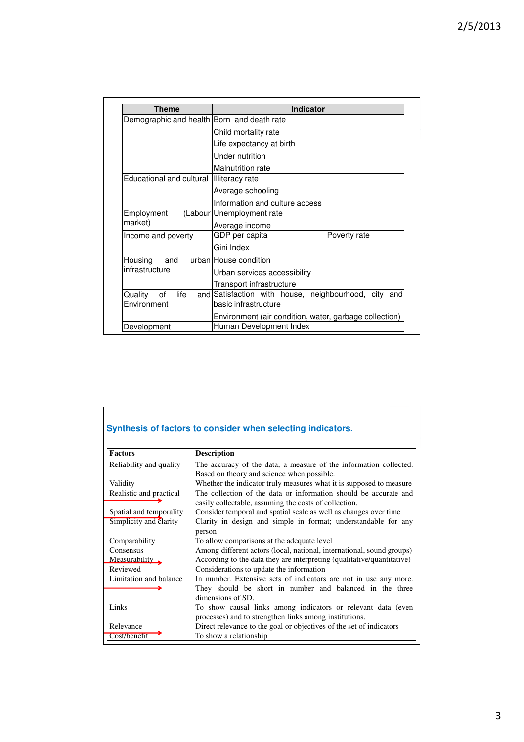| Theme | Indicator |
|---|---|
| Demographic and health | Born and death rate |
| | Child mortality rate |
| | Life expectancy at birth |
| | Under nutrition |
| | Malnutrition rate |
| Educational and cultural | Illiteracy rate |
| | Average schooling |
| | Information and culture access |
| Employment (Labour market) | Unemployment rate |
| | Average income |
| Income and poverty | GDP per capita Poverty rate |
| | Gini Index |
| Housing and urban infrastructure | House condition |
| | Urban services accessibility |
| | Transport infrastructure |
| Quality of life and Environment | Satisfaction with house, neighbourhood, city and basic infrastructure |
| | Environment (air condition, water, garbage collection) |
| Development | Human Development Index |

## Synthesis of factors to consider when selecting indicators.

| Factors | Description |
|---|---|
| Reliability and quality | The accuracy of the data; a measure of the information collected. Based on theory and science when possible. |
| Validity | Whether the indicator truly measures what it is supposed to measure |
| Realistic and practical | The collection of the data or information should be accurate and easily collectable, assuming the costs of collection. |
| Spatial and temporality | Consider temporal and spatial scale as well as changes over time |
| Simplicity and clarity | Clarity in design and simple in format; understandable for any person |
| Comparability | To allow comparisons at the adequate level |
| Consensus | Among different actors (local, national, international, sound groups) |
| Measurability | According to the data they are interpreting (qualitative/quantitative) |
| Reviewed | Considerations to update the information |
| Limitation and balance | In number. Extensive sets of indicators are not in use any more. They should be short in number and balanced in the three dimensions of SD. |
| Links | To show causal links among indicators or relevant data (even processes) and to strengthen links among institutions. |
| Relevance | Direct relevance to the goal or objectives of the set of indicators |
| Cost/benefit | To show a relationship |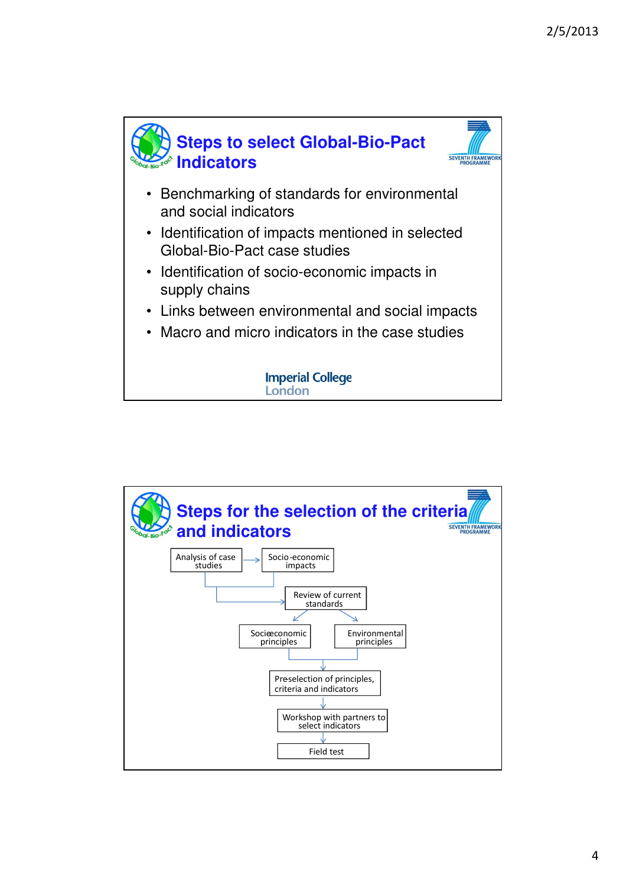## Steps to select Global-Bio-Pact Indicators

- Benchmarking of standards for environmental and social indicators
- Identification of impacts mentioned in selected Global-Bio-Pact case studies
- Identification of socio-economic impacts in supply chains
- Links between environmental and social impacts
- Macro and micro indicators in the case studies

Imperial College London

## Steps for the selection of the criteria and indicators

Analysis of case studies → Socio-economic impacts

→ Review of current standards

→ Socioeconomic principles | Environmental principles

→ Preselection of principles, criteria and indicators

→ Workshop with partners to select indicators

→ Field test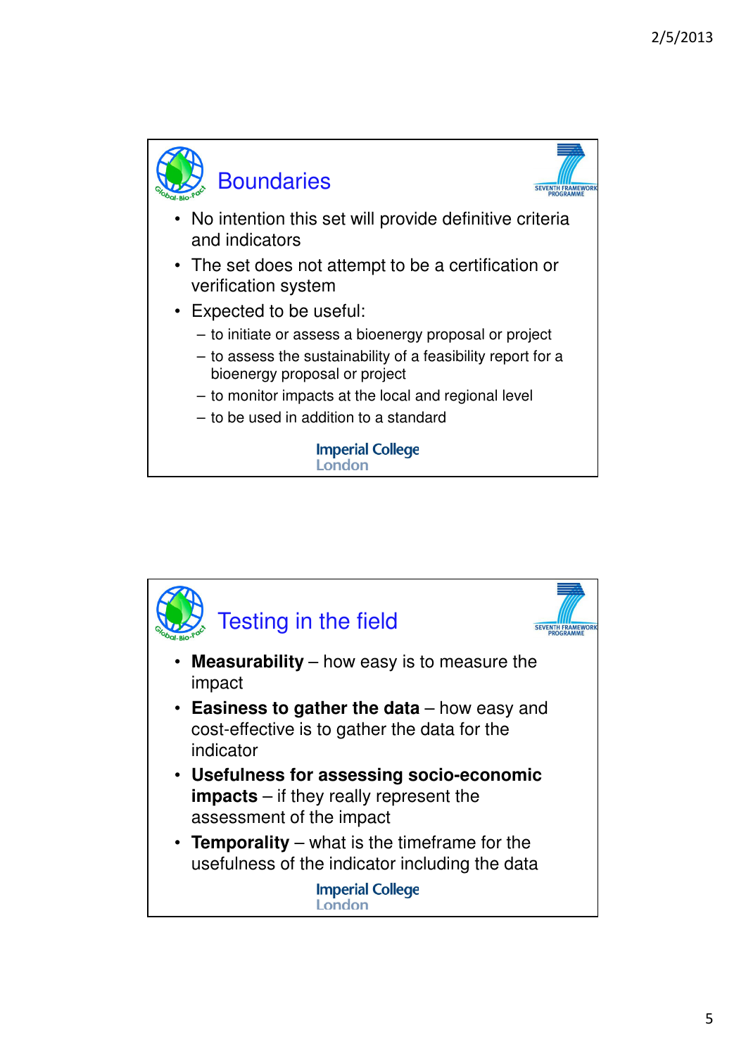## Boundaries

- No intention this set will provide definitive criteria and indicators
- The set does not attempt to be a certification or verification system
- Expected to be useful:
  - to initiate or assess a bioenergy proposal or project
  - to assess the sustainability of a feasibility report for a bioenergy proposal or project
  - to monitor impacts at the local and regional level
  - to be used in addition to a standard

## Testing in the field

- **Measurability** – how easy is to measure the impact
- **Easiness to gather the data** – how easy and cost-effective is to gather the data for the indicator
- **Usefulness for assessing socio-economic impacts** – if they really represent the assessment of the impact
- **Temporality** – what is the timeframe for the usefulness of the indicator including the data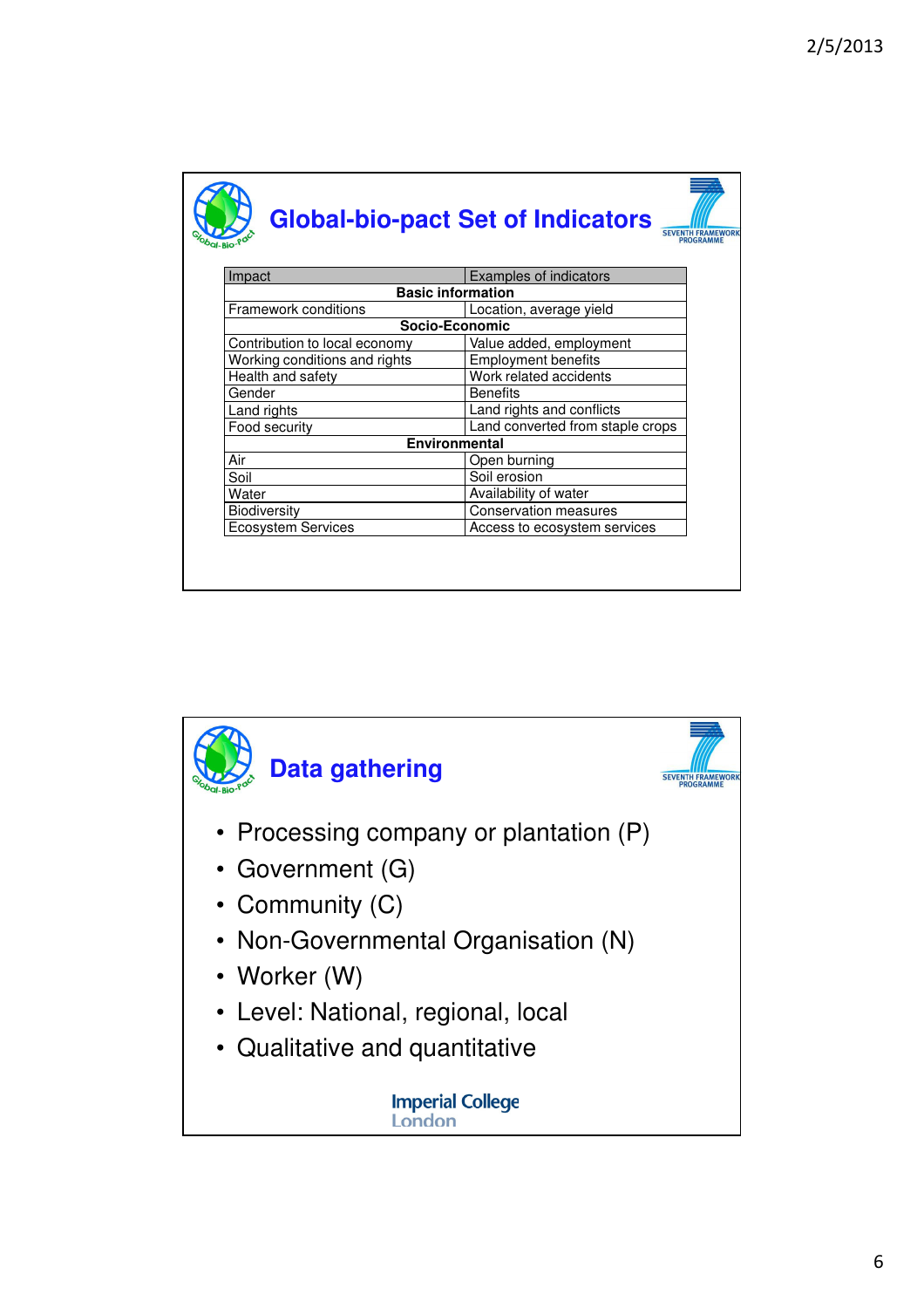## Global-bio-pact Set of Indicators

| Impact | Examples of indicators |
|---|---|
| **Basic information** | |
| Framework conditions | Location, average yield |
| **Socio-Economic** | |
| Contribution to local economy | Value added, employment |
| Working conditions and rights | Employment benefits |
| Health and safety | Work related accidents |
| Gender | Benefits |
| Land rights | Land rights and conflicts |
| Food security | Land converted from staple crops |
| **Environmental** | |
| Air | Open burning |
| Soil | Soil erosion |
| Water | Availability of water |
| Biodiversity | Conservation measures |
| Ecosystem Services | Access to ecosystem services |

## Data gathering

- Processing company or plantation (P)
- Government (G)
- Community (C)
- Non-Governmental Organisation (N)
- Worker (W)
- Level: National, regional, local
- Qualitative and quantitative

Imperial College London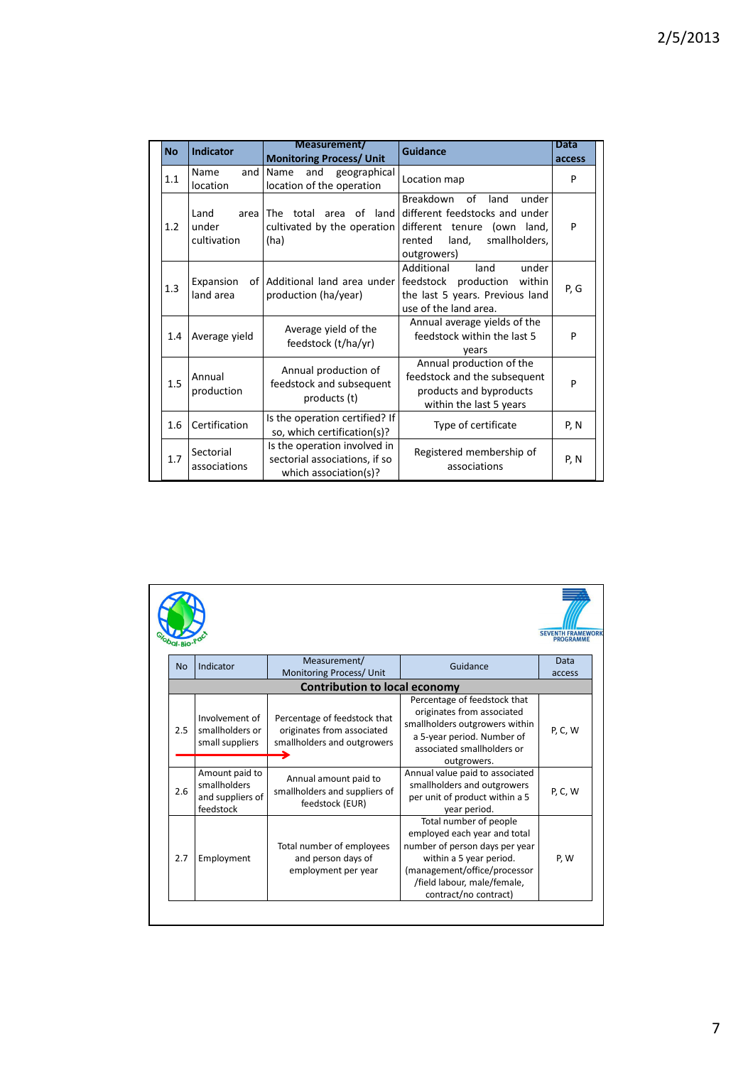| No | Indicator | Measurement/ Monitoring Process/ Unit | Guidance | Data access |
|---|---|---|---|---|
| 1.1 | Name and location | Name and geographical location of the operation | Location map | P |
| 1.2 | Land area under cultivation | The total area of land cultivated by the operation (ha) | Breakdown of land under different feedstocks and under different tenure (own land, rented land, smallholders, outgrowers) | P |
| 1.3 | Expansion of land area | Additional land area under production (ha/year) | Additional land under feedstock production within the last 5 years. Previous land use of the land area. | P, G |
| 1.4 | Average yield | Average yield of the feedstock (t/ha/yr) | Annual average yields of the feedstock within the last 5 years | P |
| 1.5 | Annual production | Annual production of feedstock and subsequent products (t) | Annual production of the feedstock and the subsequent products and byproducts within the last 5 years | P |
| 1.6 | Certification | Is the operation certified? If so, which certification(s)? | Type of certificate | P, N |
| 1.7 | Sectorial associations | Is the operation involved in sectorial associations, if so which association(s)? | Registered membership of associations | P, N |

Global-Bio-Pact

SEVENTH FRAMEWORK PROGRAMME

| No | Indicator | Measurement/ Monitoring Process/ Unit | Guidance | Data access |
|---|---|---|---|---|
| **Contribution to local economy** | | | | |
| 2.5 | Involvement of smallholders or small suppliers | Percentage of feedstock that originates from associated smallholders and outgrowers | Percentage of feedstock that originates from associated smallholders outgrowers within a 5-year period. Number of associated smallholders or outgrowers. | P, C, W |
| 2.6 | Amount paid to smallholders and suppliers of feedstock | Annual amount paid to smallholders and suppliers of feedstock (EUR) | Annual value paid to associated smallholders and outgrowers per unit of product within a 5 year period. | P, C, W |
| 2.7 | Employment | Total number of employees and person days of employment per year | Total number of people employed each year and total number of person days per year within a 5 year period. (management/office/processor /field labour, male/female, contract/no contract) | P, W |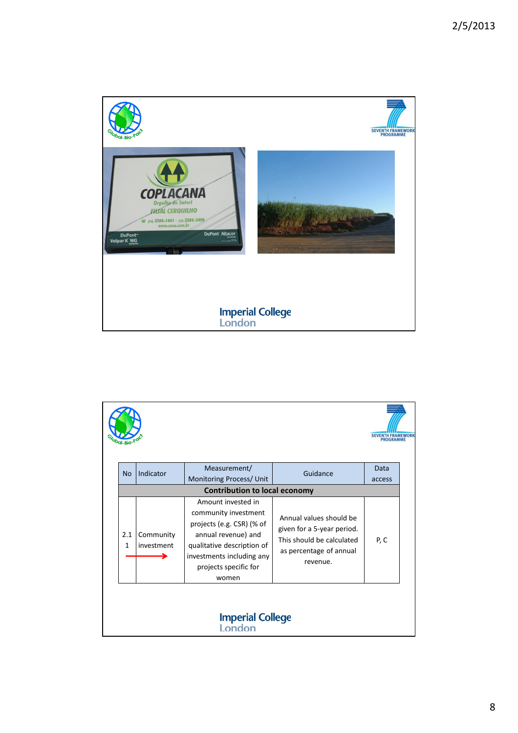Imperial College London

| No | Indicator | Measurement/ Monitoring Process/ Unit | Guidance | Data access |
|---|---|---|---|---|
| **Contribution to local economy** | | | | |
| 2.1 1 | Community investment | Amount invested in community investment projects (e.g. CSR) (% of annual revenue) and qualitative description of investments including any projects specific for women | Annual values should be given for a 5-year period. This should be calculated as percentage of annual revenue. | P, C |

Imperial College London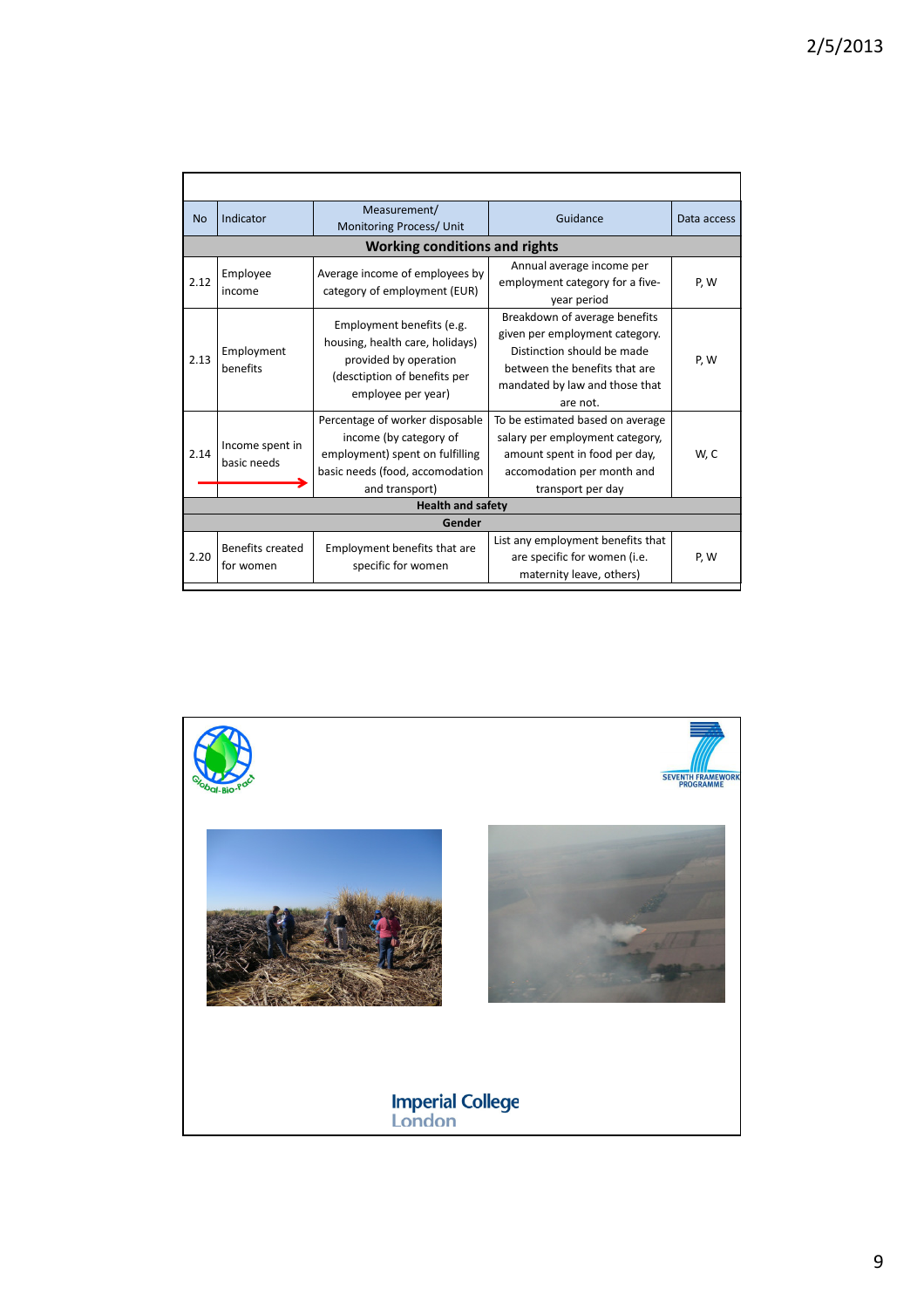| No | Indicator | Measurement/ Monitoring Process/ Unit | Guidance | Data access |
|---|---|---|---|---|
| **Working conditions and rights** | | | | |
| 2.12 | Employee income | Average income of employees by category of employment (EUR) | Annual average income per employment category for a five-year period | P, W |
| 2.13 | Employment benefits | Employment benefits (e.g. housing, health care, holidays) provided by operation (desctiption of benefits per employee per year) | Breakdown of average benefits given per employment category. Distinction should be made between the benefits that are mandated by law and those that are not. | P, W |
| 2.14 | Income spent in basic needs | Percentage of worker disposable income (by category of employment) spent on fulfilling basic needs (food, accomodation and transport) | To be estimated based on average salary per employment category, amount spent in food per day, accomodation per month and transport per day | W, C |
| **Health and safety** | | | | |
| **Gender** | | | | |
| 2.20 | Benefits created for women | Employment benefits that are specific for women | List any employment benefits that are specific for women (i.e. maternity leave, others) | P, W |

Global-Bio-Pact

SEVENTH FRAMEWORK PROGRAMME

Imperial College London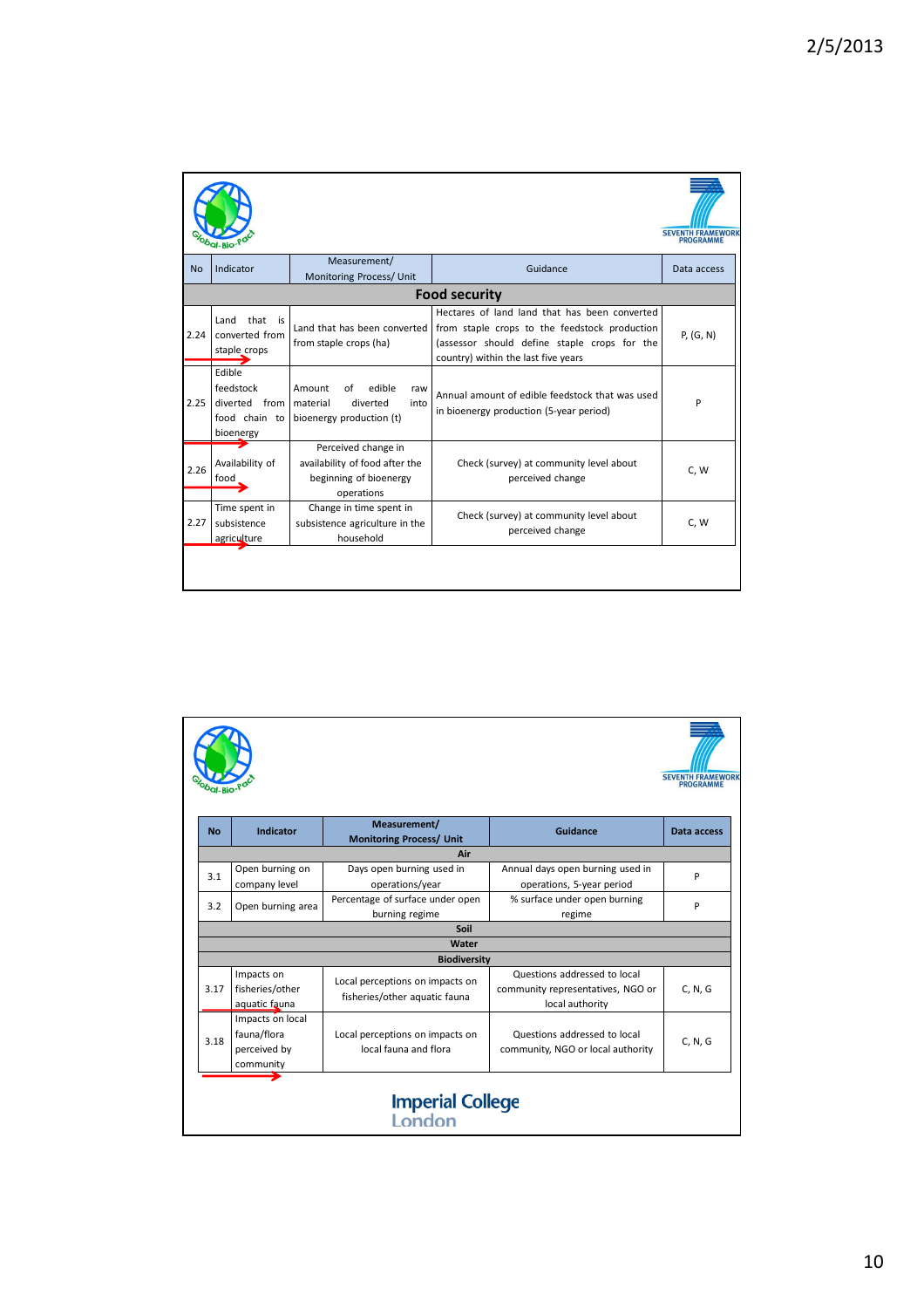| No | Indicator | Measurement/ Monitoring Process/ Unit | Guidance | Data access |
|---|---|---|---|---|
| **Food security** | | | | |
| 2.24 | Land that is converted from staple crops | Land that has been converted from staple crops (ha) | Hectares of land land that has been converted from staple crops to the feedstock production (assessor should define staple crops for the country) within the last five years | P, (G, N) |
| 2.25 | Edible feedstock diverted from food chain to bioenergy | Amount of edible raw material diverted into bioenergy production (t) | Annual amount of edible feedstock that was used in bioenergy production (5-year period) | P |
| 2.26 | Availability of food | Perceived change in availability of food after the beginning of bioenergy operations | Check (survey) at community level about perceived change | C, W |
| 2.27 | Time spent in subsistence agriculture | Change in time spent in subsistence agriculture in the household | Check (survey) at community level about perceived change | C, W |

| No | Indicator | Measurement/ Monitoring Process/ Unit | Guidance | Data access |
|---|---|---|---|---|
| **Air** | | | | |
| 3.1 | Open burning on company level | Days open burning used in operations/year | Annual days open burning used in operations, 5-year period | P |
| 3.2 | Open burning area | Percentage of surface under open burning regime | % surface under open burning regime | P |
| **Soil** | | | | |
| **Water** | | | | |
| **Biodiversity** | | | | |
| 3.17 | Impacts on fisheries/other aquatic fauna | Local perceptions on impacts on fisheries/other aquatic fauna | Questions addressed to local community representatives, NGO or local authority | C, N, G |
| 3.18 | Impacts on local fauna/flora perceived by community | Local perceptions on impacts on local fauna and flora | Questions addressed to local community, NGO or local authority | C, N, G |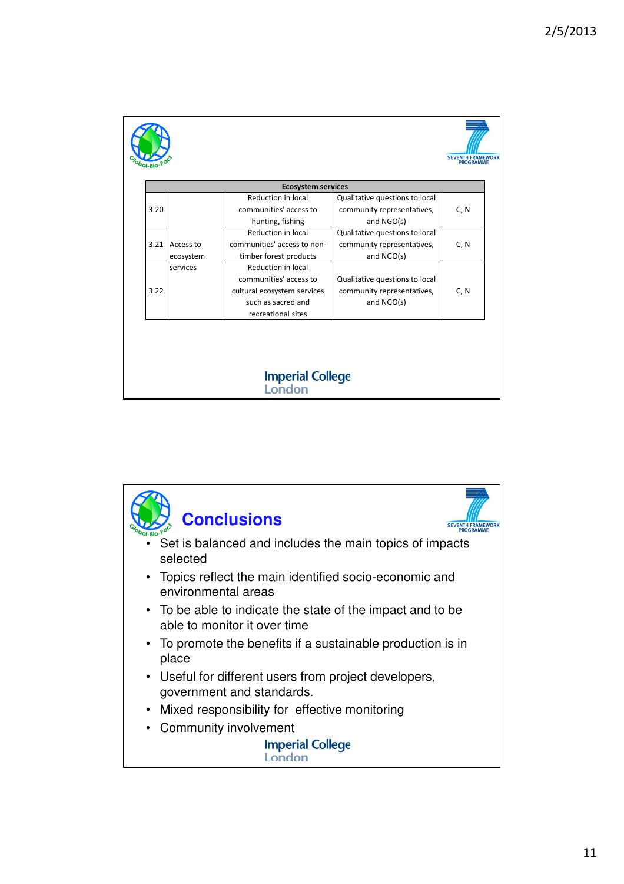| Ecosystem services | | | | |
|---|---|---|---|---|
| 3.20 | Access to ecosystem services | Reduction in local communities' access to hunting, fishing | Qualitative questions to local community representatives, and NGO(s) | C, N |
| 3.21 | | Reduction in local communities' access to non-timber forest products | Qualitative questions to local community representatives, and NGO(s) | C, N |
| 3.22 | | Reduction in local communities' access to cultural ecosystem services such as sacred and recreational sites | Qualitative questions to local community representatives, and NGO(s) | C, N |

## Conclusions

- Set is balanced and includes the main topics of impacts selected
- Topics reflect the main identified socio-economic and environmental areas
- To be able to indicate the state of the impact and to be able to monitor it over time
- To promote the benefits if a sustainable production is in place
- Useful for different users from project developers, government and standards.
- Mixed responsibility for effective monitoring
- Community involvement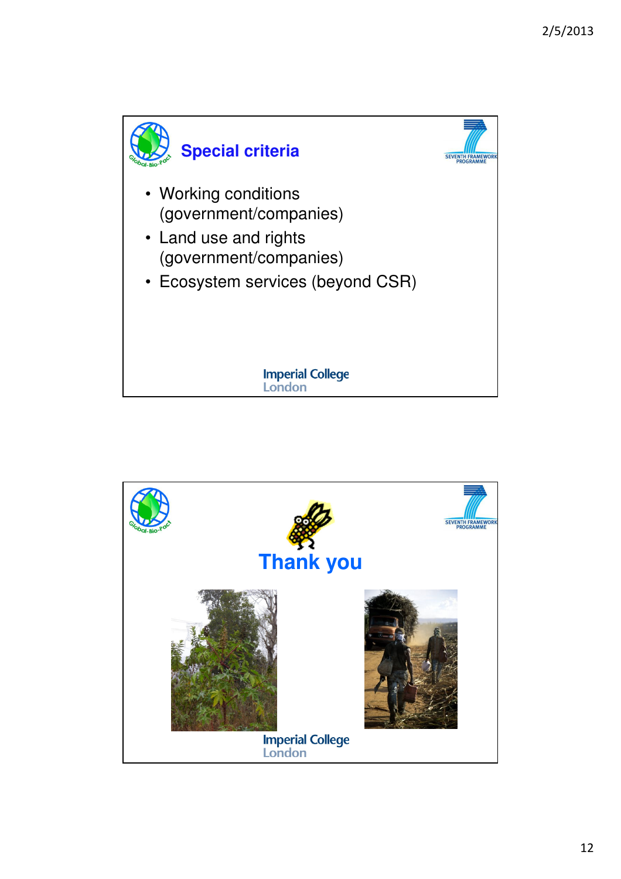## Special criteria

- Working conditions (government/companies)
- Land use and rights (government/companies)
- Ecosystem services (beyond CSR)

Imperial College London

## Thank you

Imperial College London